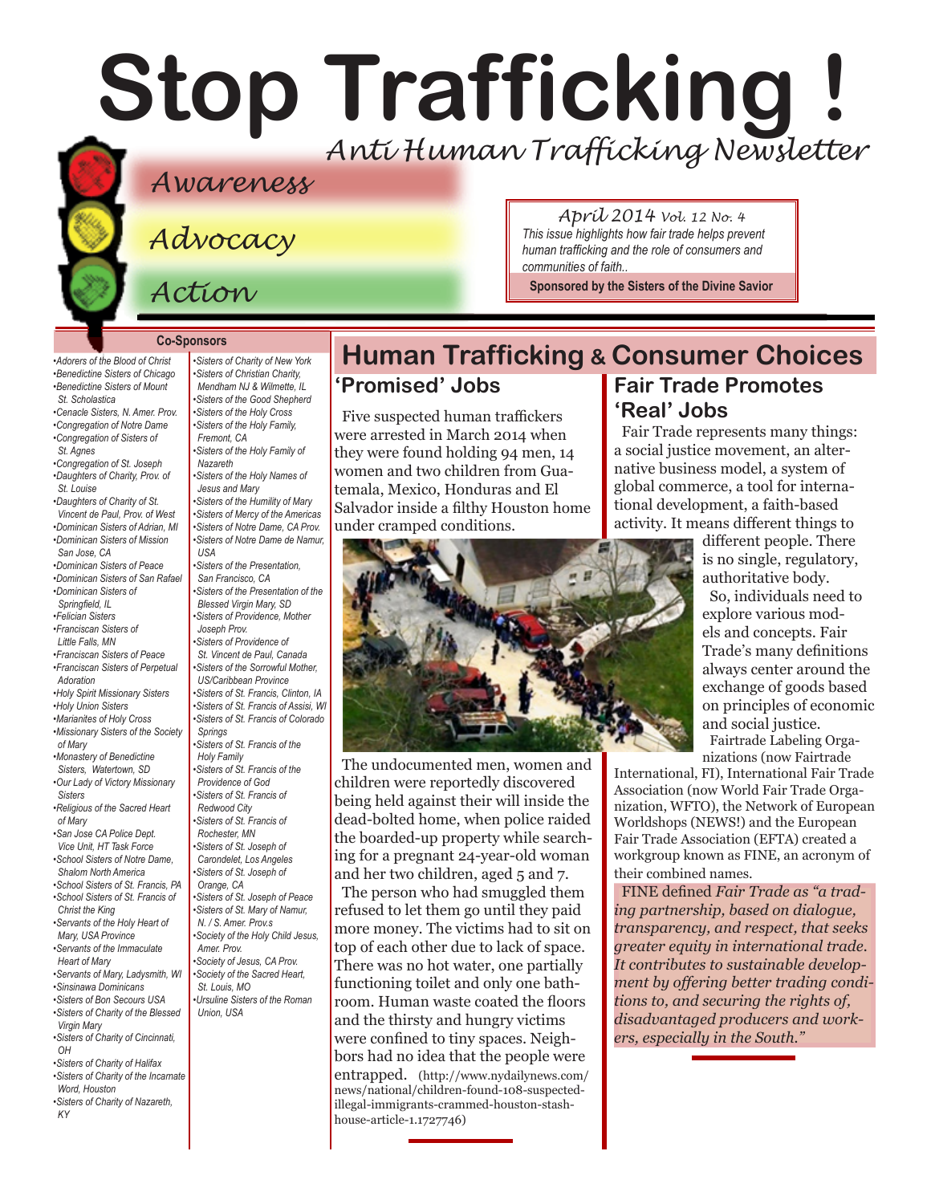# Stop Trafficking !

*Anti Human Trafficking Newsletter*

*Awareness*

*Advocacy*

*Action*

*April 2014* Vol. 12 No. 4

*This issue highlights how fair trade helps prevent human trafficking and the role of consumers and communities of faith..*

**Sponsored by the Sisters of the Divine Savior**

**Co-Sponsors**

- *Adorers of the Blood of Christ*
- *Benedictine Sisters of Chicago*
- *Benedictine Sisters of Mount St. Scholastica*
- *Cenacle Sisters, N. Amer. Prov.*
- *Congregation of Notre Dame*
- *Congregation of Sisters of St. Agnes*
- *Congregation of St. Joseph*
- *Daughters of Charity, Prov. of St. Louise*
- *Daughters of Charity of St. Vincent de Paul, Prov. of West*
- *Dominican Sisters of Adrian, MI*
- *Dominican Sisters of Mission San Jose, CA*
- *Dominican Sisters of Peace*
- *Dominican Sisters of San Rafael*
- *Dominican Sisters of Springfield, IL*
- *Felician Sisters*
- *Franciscan Sisters of Little Falls, MN*
- *Franciscan Sisters of Peace*
- *Franciscan Sisters of Perpetual Adoration*
- *Holy Spirit Missionary Sisters*
- *Holy Union Sisters*
- *Marianites of Holy Cross*
- *Missionary Sisters of the Society of Mary*
- *Monastery of Benedictine Sisters, Watertown, SD*
- *Our Lady of Victory Missionary Sisters*
- *Religious of the Sacred Heart of Mary*
- *San Jose CA Police Dept. Vice Unit, HT Task Force*
- *School Sisters of Notre Dame, Shalom North America*
- *School Sisters of St. Francis, PA*
- *School Sisters of St. Francis of Christ the King*
- *Servants of the Holy Heart of Mary, USA Province*
- *Servants of the Immaculate Heart of Mary*
- *Servants of Mary, Ladysmith, WI*
- *Sinsinawa Dominicans*
- *Sisters of Bon Secours USA*
- *Sisters of Charity of the Blessed Virgin Mary*
- *Sisters of Charity of Cincinnati, OH*
- *Sisters of Charity of Halifax*
- *Sisters of Charity of the Incarnate Word, Houston*
- *Sisters of Charity of Nazareth, KY*
- *Sisters of Charity of New York*
- *Sisters of Christian Charity, Mendham NJ & Wilmette, IL*
- *Sisters of the Good Shepherd*
- *Sisters of the Holy Cross*
- *Sisters of the Holy Family, Fremont, CA*
- *Sisters of the Holy Family of Nazareth*
- *Sisters of the Holy Names of Jesus and Mary*
- *Sisters of the Humility of Mary*
- *Sisters of Mercy of the Americas*
- *Sisters of Notre Dame, CA Prov.*
- *Sisters of Notre Dame de Namur, USA*
- *Sisters of the Presentation, San Francisco, CA*
- *Sisters of the Presentation of the Blessed Virgin Mary, SD*
- *Sisters of Providence, Mother Joseph Prov.*
- *Sisters of Providence of St. Vincent de Paul, Canada*
- *Sisters of the Sorrowful Mother, US/Caribbean Province*
- *Sisters of St. Francis, Clinton, IA*
- *Sisters of St. Francis of Assisi, WI*
- *Sisters of St. Francis of Colorado Springs*
- *Sisters of St. Francis of the Holy Family*
- *Sisters of St. Francis of the Providence of God*
- *Sisters of St. Francis of Redwood City*
- *Sisters of St. Francis of Rochester, MN*
- *Sisters of St. Joseph of Carondelet, Los Angeles*
- *Sisters of St. Joseph of Orange, CA*
- *Sisters of St. Joseph of Peace*
- *Sisters of St. Mary of Namur, N. / S. Amer. Prov.s*
- *Society of the Holy Child Jesus, Amer. Prov.*
- *Society of Jesus, CA Prov.*
- *Society of the Sacred Heart, St. Louis, MO*
- *Ursuline Sisters of the Roman Union, USA*

# Human Trafficking & Consumer Choices

## 'Promised' Jobs

Five suspected human traffickers were arrested in March 2014 when they were found holding 94 men, 14 women and two children from Guatemala, Mexico, Honduras and El Salvador inside a filthy Houston home under cramped conditions.

The undocumented men, women and children were reportedly discovered being held against their will inside the dead-bolted home, when police raided the boarded-up property while searching for a pregnant 24-year-old woman and her two children, aged 5 and 7.

The person who had smuggled them refused to let them go until they paid more money. The victims had to sit on top of each other due to lack of space. There was no hot water, one partially functioning toilet and only one bathroom. Human waste coated the floors and the thirsty and hungry victims were confined to tiny spaces. Neighbors had no idea that the people were entrapped. (http://www.nydailynews.com/news/national/children-found-108-suspected-illegal-immigrants-crammed-houston-stash-house-article-1.1727746)

## Fair Trade Promotes 'Real' Jobs

Fair Trade represents many things: a social justice movement, an alternative business model, a system of global commerce, a tool for international development, a faith-based activity. It means different things to different people. There is no single, regulatory, authoritative body.

So, individuals need to explore various models and concepts. Fair Trade's many definitions always center around the exchange of goods based on principles of economic and social justice.

Fairtrade Labeling Organizations (now Fairtrade International, FI), International Fair Trade Association (now World Fair Trade Organization, WFTO), the Network of European Worldshops (NEWS!) and the European Fair Trade Association (EFTA) created a workgroup known as FINE, an acronym of their combined names.

FINE defined *Fair Trade as "a trading partnership, based on dialogue, transparency, and respect, that seeks greater equity in international trade. It contributes to sustainable development by offering better trading conditions to, and securing the rights of, disadvantaged producers and workers, especially in the South."*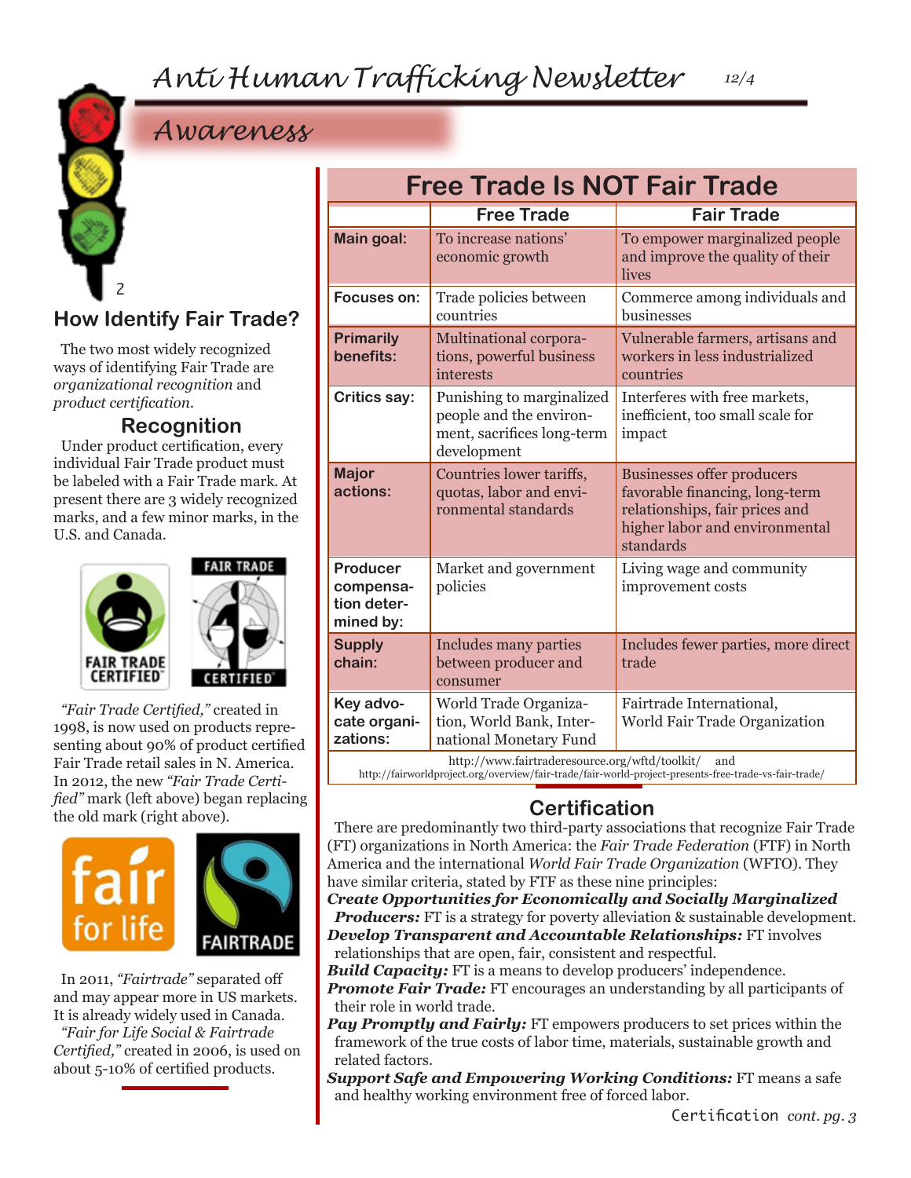# Awareness

## How Identify Fair Trade?

The two most widely recognized ways of identifying Fair Trade are *organizational recognition* and *product certification.*

### Recognition

Under product certification, every individual Fair Trade product must be labeled with a Fair Trade mark. At present there are 3 widely recognized marks, and a few minor marks, in the U.S. and Canada.

*"Fair Trade Certified,"* created in 1998, is now used on products representing about 90% of product certified Fair Trade retail sales in N. America. In 2012, the new *"Fair Trade Certified"* mark (left above) began replacing the old mark (right above).

In 2011, *"Fairtrade"* separated off and may appear more in US markets. It is already widely used in Canada.

*"Fair for Life Social & Fairtrade Certified,"* created in 2006, is used on about 5-10% of certified products.

## Free Trade Is NOT Fair Trade

| | Free Trade | Fair Trade |
|---|---|---|
| **Main goal:** | To increase nations' economic growth | To empower marginalized people and improve the quality of their lives |
| **Focuses on:** | Trade policies between countries | Commerce among individuals and businesses |
| **Primarily benefits:** | Multinational corporations, powerful business interests | Vulnerable farmers, artisans and workers in less industrialized countries |
| **Critics say:** | Punishing to marginalized people and the environment, sacrifices long-term development | Interferes with free markets, inefficient, too small scale for impact |
| **Major actions:** | Countries lower tariffs, quotas, labor and environmental standards | Businesses offer producers favorable financing, long-term relationships, fair prices and higher labor and environmental standards |
| **Producer compensation determined by:** | Market and government policies | Living wage and community improvement costs |
| **Supply chain:** | Includes many parties between producer and consumer | Includes fewer parties, more direct trade |
| **Key advocate organizations:** | World Trade Organization, World Bank, International Monetary Fund | Fairtrade International, World Fair Trade Organization |

http://www.fairtraderesource.org/wftd/toolkit/ and http://fairworldproject.org/overview/fair-trade/fair-world-project-presents-free-trade-vs-fair-trade/

## Certification

There are predominantly two third-party associations that recognize Fair Trade (FT) organizations in North America: the *Fair Trade Federation* (FTF) in North America and the international *World Fair Trade Organization* (WFTO). They have similar criteria, stated by FTF as these nine principles:

***Create Opportunities for Economically and Socially Marginalized Producers:*** FT is a strategy for poverty alleviation & sustainable development.

***Develop Transparent and Accountable Relationships:*** FT involves relationships that are open, fair, consistent and respectful.

***Build Capacity:*** FT is a means to develop producers' independence.

***Promote Fair Trade:*** FT encourages an understanding by all participants of their role in world trade.

***Pay Promptly and Fairly:*** FT empowers producers to set prices within the framework of the true costs of labor time, materials, sustainable growth and related factors.

***Support Safe and Empowering Working Conditions:*** FT means a safe and healthy working environment free of forced labor.

Certification *cont. pg. 3*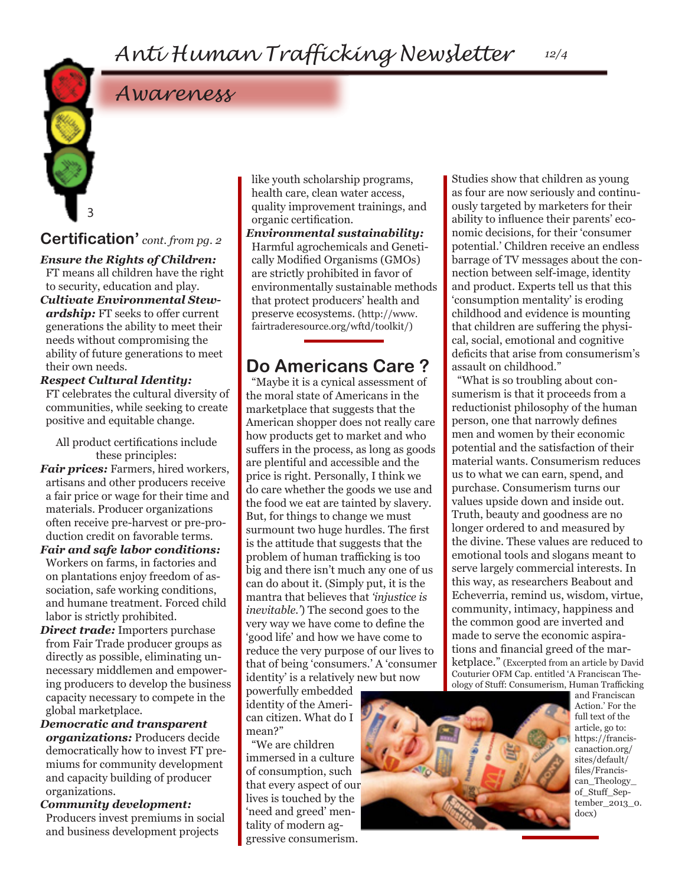# Awareness

## Certification' *cont. from pg. 2*

***Ensure the Rights of Children:*** FT means all children have the right to security, education and play.

***Cultivate Environmental Stewardship:*** FT seeks to offer current generations the ability to meet their needs without compromising the ability of future generations to meet their own needs.

***Respect Cultural Identity:*** FT celebrates the cultural diversity of communities, while seeking to create positive and equitable change.

All product certifications include these principles:

***Fair prices:*** Farmers, hired workers, artisans and other producers receive a fair price or wage for their time and materials. Producer organizations often receive pre-harvest or pre-production credit on favorable terms.

***Fair and safe labor conditions:*** Workers on farms, in factories and on plantations enjoy freedom of association, safe working conditions, and humane treatment. Forced child labor is strictly prohibited.

***Direct trade:*** Importers purchase from Fair Trade producer groups as directly as possible, eliminating unnecessary middlemen and empowering producers to develop the business capacity necessary to compete in the global marketplace.

***Democratic and transparent organizations:*** Producers decide democratically how to invest FT premiums for community development and capacity building of producer organizations.

***Community development:*** Producers invest premiums in social and business development projects like youth scholarship programs, health care, clean water access, quality improvement trainings, and organic certification.

***Environmental sustainability:*** Harmful agrochemicals and Genetically Modified Organisms (GMOs) are strictly prohibited in favor of environmentally sustainable methods that protect producers' health and preserve ecosystems. (http://www.fairtraderesource.org/wftd/toolkit/)

## Do Americans Care ?

"Maybe it is a cynical assessment of the moral state of Americans in the marketplace that suggests that the American shopper does not really care how products get to market and who suffers in the process, as long as goods are plentiful and accessible and the price is right. Personally, I think we do care whether the goods we use and the food we eat are tainted by slavery. But, for things to change we must surmount two huge hurdles. The first is the attitude that suggests that the problem of human trafficking is too big and there isn't much any one of us can do about it. (Simply put, it is the mantra that believes that *'injustice is inevitable.'*) The second goes to the very way we have come to define the 'good life' and how we have come to reduce the very purpose of our lives to that of being 'consumers.' A 'consumer identity' is a relatively new but now powerfully embedded identity of the American citizen. What do I mean?"

"We are children immersed in a culture of consumption, such that every aspect of our lives is touched by the 'need and greed' mentality of modern aggressive consumerism. Studies show that children as young as four are now seriously and continuously targeted by marketers for their ability to influence their parents' economic decisions, for their 'consumer potential.' Children receive an endless barrage of TV messages about the connection between self-image, identity and product. Experts tell us that this 'consumption mentality' is eroding childhood and evidence is mounting that children are suffering the physical, social, emotional and cognitive deficits that arise from consumerism's assault on childhood."

"What is so troubling about consumerism is that it proceeds from a reductionist philosophy of the human person, one that narrowly defines men and women by their economic potential and the satisfaction of their material wants. Consumerism reduces us to what we can earn, spend, and purchase. Consumerism turns our values upside down and inside out. Truth, beauty and goodness are no longer ordered to and measured by the divine. These values are reduced to emotional tools and slogans meant to serve largely commercial interests. In this way, as researchers Beabout and Echeverria, remind us, wisdom, virtue, community, intimacy, happiness and the common good are inverted and made to serve the economic aspirations and financial greed of the marketplace." (Excerpted from an article by David Couturier OFM Cap. entitled 'A Franciscan Theology of Stuff: Consumerism, Human Trafficking and Franciscan Action.' For the full text of the article, go to: https://franciscanaction.org/sites/default/files/Franciscan_Theology_of_Stuff_September_2013_0.docx)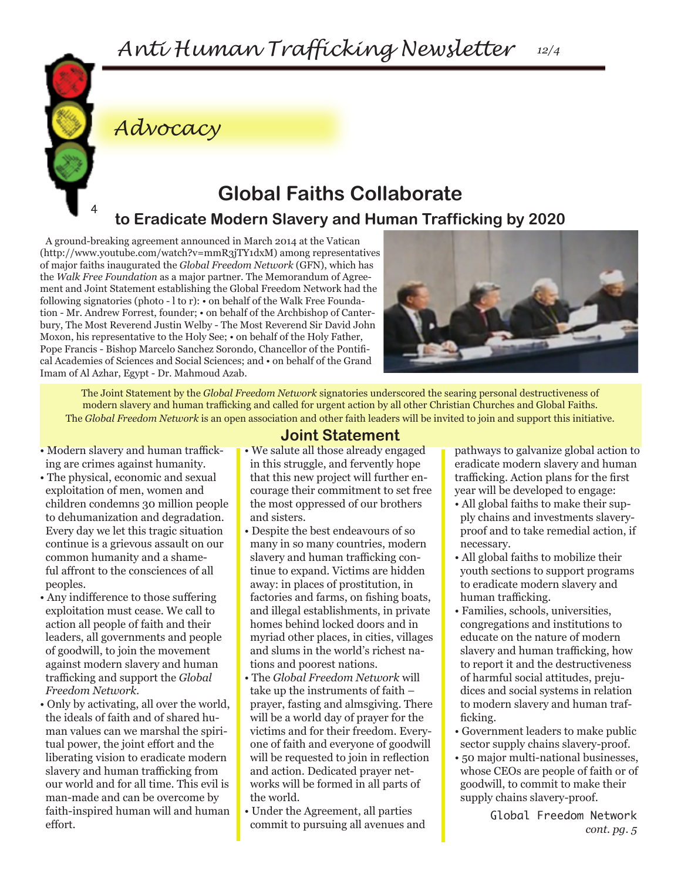# Advocacy

## Global Faiths Collaborate

### to Eradicate Modern Slavery and Human Trafficking by 2020

A ground-breaking agreement announced in March 2014 at the Vatican (http://www.youtube.com/watch?v=mmR3jTY1dxM) among representatives of major faiths inaugurated the *Global Freedom Network* (GFN), which has the *Walk Free Foundation* as a major partner. The Memorandum of Agreement and Joint Statement establishing the Global Freedom Network had the following signatories (photo - l to r): • on behalf of the Walk Free Foundation - Mr. Andrew Forrest, founder; • on behalf of the Archbishop of Canterbury, The Most Reverend Justin Welby - The Most Reverend Sir David John Moxon, his representative to the Holy See; • on behalf of the Holy Father, Pope Francis - Bishop Marcelo Sanchez Sorondo, Chancellor of the Pontifical Academies of Sciences and Social Sciences; and • on behalf of the Grand Imam of Al Azhar, Egypt - Dr. Mahmoud Azab.

The Joint Statement by the *Global Freedom Network* signatories underscored the searing personal destructiveness of modern slavery and human trafficking and called for urgent action by all other Christian Churches and Global Faiths. The *Global Freedom Network* is an open association and other faith leaders will be invited to join and support this initiative.

### Joint Statement

- Modern slavery and human trafficking are crimes against humanity.
- The physical, economic and sexual exploitation of men, women and children condemns 30 million people to dehumanization and degradation. Every day we let this tragic situation continue is a grievous assault on our common humanity and a shameful affront to the consciences of all peoples.
- Any indifference to those suffering exploitation must cease. We call to action all people of faith and their leaders, all governments and people of goodwill, to join the movement against modern slavery and human trafficking and support the *Global Freedom Network*.
- Only by activating, all over the world, the ideals of faith and of shared human values can we marshal the spiritual power, the joint effort and the liberating vision to eradicate modern slavery and human trafficking from our world and for all time. This evil is man-made and can be overcome by faith-inspired human will and human effort.
- We salute all those already engaged in this struggle, and fervently hope that this new project will further encourage their commitment to set free the most oppressed of our brothers and sisters.
- Despite the best endeavours of so many in so many countries, modern slavery and human trafficking continue to expand. Victims are hidden away: in places of prostitution, in factories and farms, on fishing boats, and illegal establishments, in private homes behind locked doors and in myriad other places, in cities, villages and slums in the world's richest nations and poorest nations.
- The *Global Freedom Network* will take up the instruments of faith – prayer, fasting and almsgiving. There will be a world day of prayer for the victims and for their freedom. Everyone of faith and everyone of goodwill will be requested to join in reflection and action. Dedicated prayer networks will be formed in all parts of the world.
- Under the Agreement, all parties commit to pursuing all avenues and pathways to galvanize global action to eradicate modern slavery and human trafficking. Action plans for the first year will be developed to engage:
  - All global faiths to make their supply chains and investments slavery-proof and to take remedial action, if necessary.
  - All global faiths to mobilize their youth sections to support programs to eradicate modern slavery and human trafficking.
  - Families, schools, universities, congregations and institutions to educate on the nature of modern slavery and human trafficking, how to report it and the destructiveness of harmful social attitudes, prejudices and social systems in relation to modern slavery and human trafficking.
  - Government leaders to make public sector supply chains slavery-proof.
  - 50 major multi-national businesses, whose CEOs are people of faith or of goodwill, to commit to make their supply chains slavery-proof.

Global Freedom Network

*cont. pg. 5*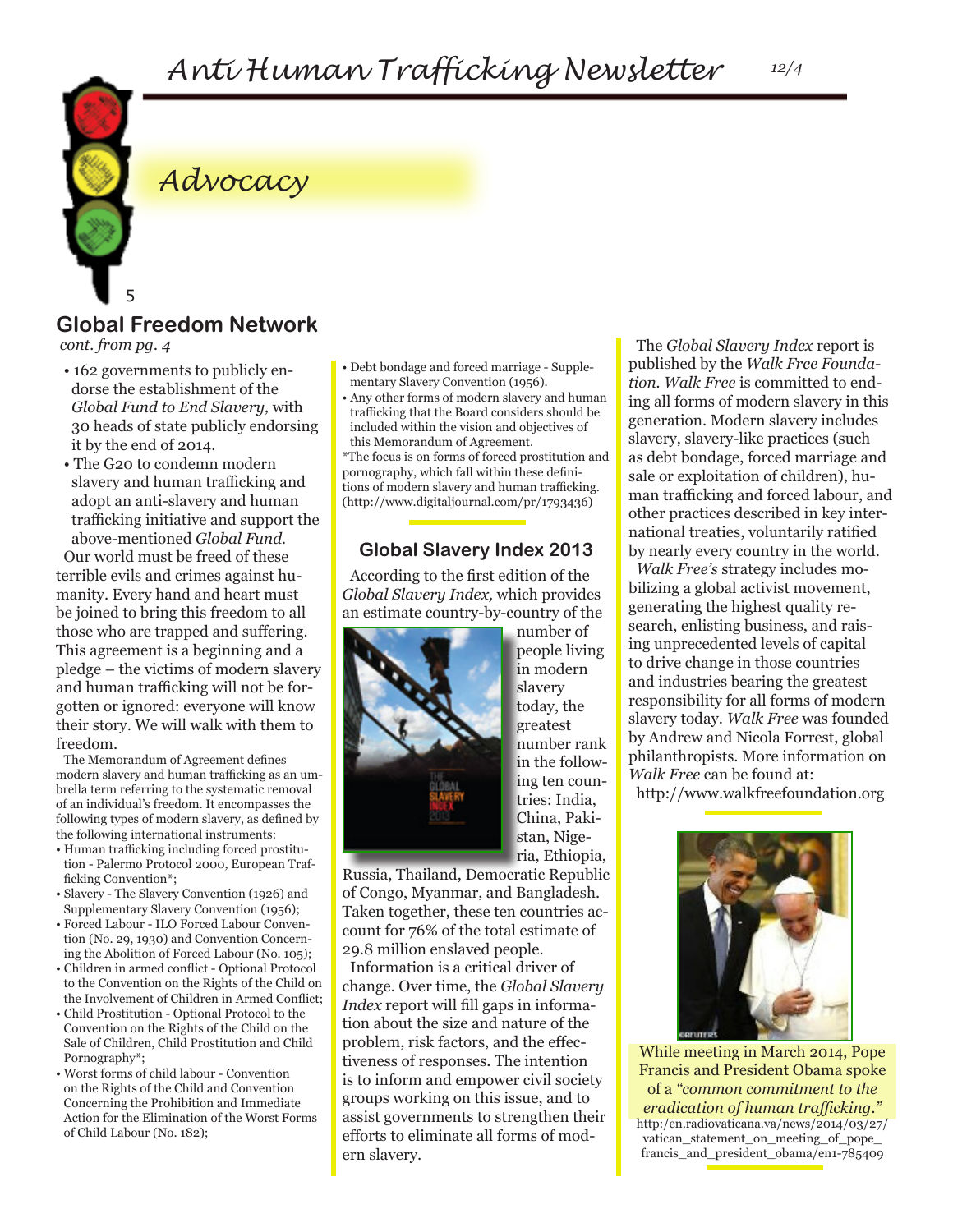# Advocacy

## Global Freedom Network

*cont. from pg. 4*

- 162 governments to publicly endorse the establishment of the *Global Fund to End Slavery,* with 30 heads of state publicly endorsing it by the end of 2014.
- The G20 to condemn modern slavery and human trafficking and adopt an anti-slavery and human trafficking initiative and support the above-mentioned *Global Fund.*

Our world must be freed of these terrible evils and crimes against humanity. Every hand and heart must be joined to bring this freedom to all those who are trapped and suffering. This agreement is a beginning and a pledge – the victims of modern slavery and human trafficking will not be forgotten or ignored: everyone will know their story. We will walk with them to freedom.

The Memorandum of Agreement defines modern slavery and human trafficking as an umbrella term referring to the systematic removal of an individual's freedom. It encompasses the following types of modern slavery, as defined by the following international instruments:

- Human trafficking including forced prostitution - Palermo Protocol 2000, European Trafficking Convention*;
- Slavery - The Slavery Convention (1926) and Supplementary Slavery Convention (1956);
- Forced Labour - ILO Forced Labour Convention (No. 29, 1930) and Convention Concerning the Abolition of Forced Labour (No. 105);
- Children in armed conflict - Optional Protocol to the Convention on the Rights of the Child on the Involvement of Children in Armed Conflict;
- Child Prostitution - Optional Protocol to the Convention on the Rights of the Child on the Sale of Children, Child Prostitution and Child Pornography*;
- Worst forms of child labour - Convention on the Rights of the Child and Convention Concerning the Prohibition and Immediate Action for the Elimination of the Worst Forms of Child Labour (No. 182);
- Debt bondage and forced marriage - Supplementary Slavery Convention (1956).
- Any other forms of modern slavery and human trafficking that the Board considers should be included within the vision and objectives of this Memorandum of Agreement.

*The focus is on forms of forced prostitution and pornography, which fall within these definitions of modern slavery and human trafficking. (http://www.digitaljournal.com/pr/1793436)

## Global Slavery Index 2013

According to the first edition of the *Global Slavery Index,* which provides an estimate country-by-country of the number of people living in modern slavery today, the greatest number rank in the following ten countries: India, China, Pakistan, Nigeria, Ethiopia, Russia, Thailand, Democratic Republic of Congo, Myanmar, and Bangladesh. Taken together, these ten countries account for 76% of the total estimate of 29.8 million enslaved people.

Information is a critical driver of change. Over time, the *Global Slavery Index* report will fill gaps in information about the size and nature of the problem, risk factors, and the effectiveness of responses. The intention is to inform and empower civil society groups working on this issue, and to assist governments to strengthen their efforts to eliminate all forms of modern slavery.

The *Global Slavery Index* report is published by the *Walk Free Foundation. Walk Free* is committed to ending all forms of modern slavery in this generation. Modern slavery includes slavery, slavery-like practices (such as debt bondage, forced marriage and sale or exploitation of children), human trafficking and forced labour, and other practices described in key international treaties, voluntarily ratified by nearly every country in the world.

*Walk Free's* strategy includes mobilizing a global activist movement, generating the highest quality research, enlisting business, and raising unprecedented levels of capital to drive change in those countries and industries bearing the greatest responsibility for all forms of modern slavery today. *Walk Free* was founded by Andrew and Nicola Forrest, global philanthropists. More information on *Walk Free* can be found at: http://www.walkfreefoundation.org

While meeting in March 2014, Pope Francis and President Obama spoke of a *"common commitment to the eradication of human trafficking."*

http:/en.radiovaticana.va/news/2014/03/27/vatican_statement_on_meeting_of_pope_francis_and_president_obama/en1-785409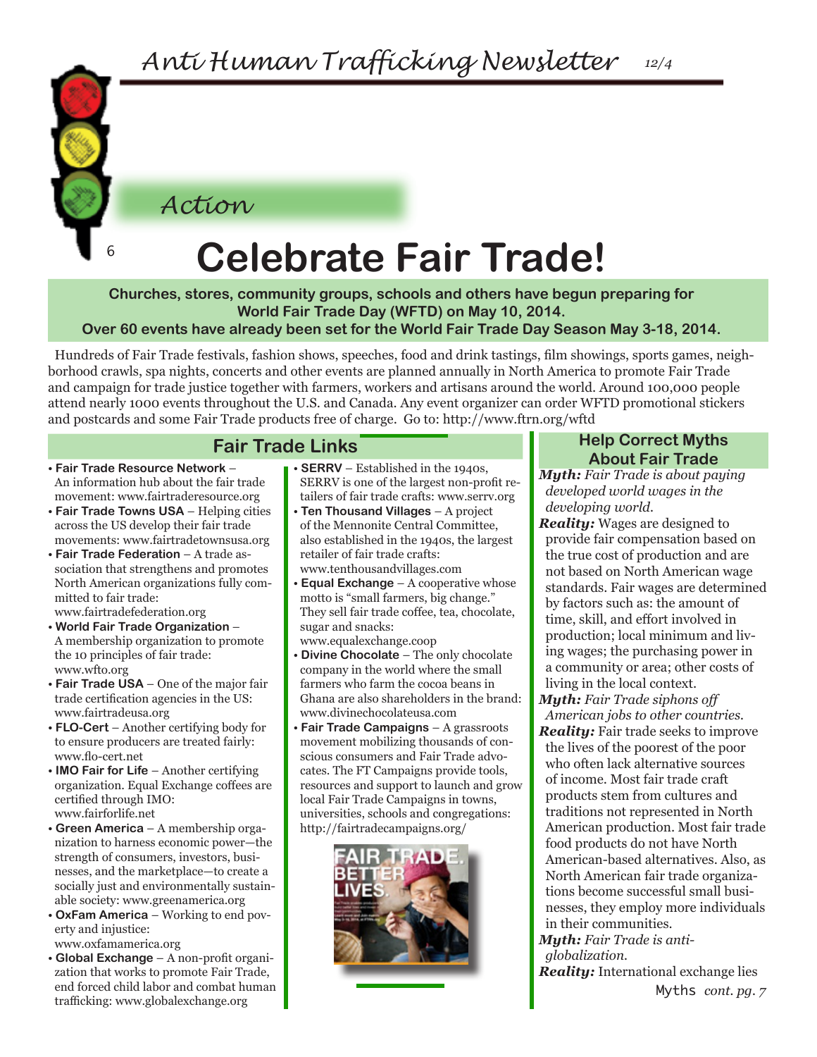## Action

# Celebrate Fair Trade!

**Churches, stores, community groups, schools and others have begun preparing for World Fair Trade Day (WFTD) on May 10, 2014.**
**Over 60 events have already been set for the World Fair Trade Day Season May 3-18, 2014.**

Hundreds of Fair Trade festivals, fashion shows, speeches, food and drink tastings, film showings, sports games, neighborhood crawls, spa nights, concerts and other events are planned annually in North America to promote Fair Trade and campaign for trade justice together with farmers, workers and artisans around the world. Around 100,000 people attend nearly 1000 events throughout the U.S. and Canada. Any event organizer can order WFTD promotional stickers and postcards and some Fair Trade products free of charge. Go to: http://www.ftrn.org/wftd

## Fair Trade Links

- **Fair Trade Resource Network** – An information hub about the fair trade movement: www.fairtraderesource.org
- **Fair Trade Towns USA** – Helping cities across the US develop their fair trade movements: www.fairtradetownsusa.org
- **Fair Trade Federation** – A trade association that strengthens and promotes North American organizations fully committed to fair trade: www.fairtradefederation.org
- **World Fair Trade Organization** – A membership organization to promote the 10 principles of fair trade: www.wfto.org
- **Fair Trade USA** – One of the major fair trade certification agencies in the US: www.fairtradeusa.org
- **FLO-Cert** – Another certifying body for to ensure producers are treated fairly: www.flo-cert.net
- **IMO Fair for Life** – Another certifying organization. Equal Exchange coffees are certified through IMO: www.fairforlife.net
- **Green America** – A membership organization to harness economic power—the strength of consumers, investors, businesses, and the marketplace—to create a socially just and environmentally sustainable society: www.greenamerica.org
- **OxFam America** – Working to end poverty and injustice: www.oxfamamerica.org
- **Global Exchange** – A non-profit organization that works to promote Fair Trade, end forced child labor and combat human trafficking: www.globalexchange.org
- **SERRV** – Established in the 1940s, SERRV is one of the largest non-profit retailers of fair trade crafts: www.serrv.org
- **Ten Thousand Villages** – A project of the Mennonite Central Committee, also established in the 1940s, the largest retailer of fair trade crafts: www.tenthousandvillages.com
- **Equal Exchange** – A cooperative whose motto is "small farmers, big change." They sell fair trade coffee, tea, chocolate, sugar and snacks: www.equalexchange.coop
- **Divine Chocolate** – The only chocolate company in the world where the small farmers who farm the cocoa beans in Ghana are also shareholders in the brand: www.divinechocolateusa.com
- **Fair Trade Campaigns** – A grassroots movement mobilizing thousands of conscious consumers and Fair Trade advocates. The FT Campaigns provide tools, resources and support to launch and grow local Fair Trade Campaigns in towns, universities, schools and congregations: http://fairtradecampaigns.org/

## Help Correct Myths About Fair Trade

***Myth:*** *Fair Trade is about paying developed world wages in the developing world.*

***Reality:*** Wages are designed to provide fair compensation based on the true cost of production and are not based on North American wage standards. Fair wages are determined by factors such as: the amount of time, skill, and effort involved in production; local minimum and living wages; the purchasing power in a community or area; other costs of living in the local context.

***Myth:*** *Fair Trade siphons off American jobs to other countries.*

***Reality:*** Fair trade seeks to improve the lives of the poorest of the poor who often lack alternative sources of income. Most fair trade craft products stem from cultures and traditions not represented in North American production. Most fair trade food products do not have North American-based alternatives. Also, as North American fair trade organizations become successful small businesses, they employ more individuals in their communities.

***Myth:*** *Fair Trade is anti-globalization.*

***Reality:*** International exchange lies

Myths *cont. pg. 7*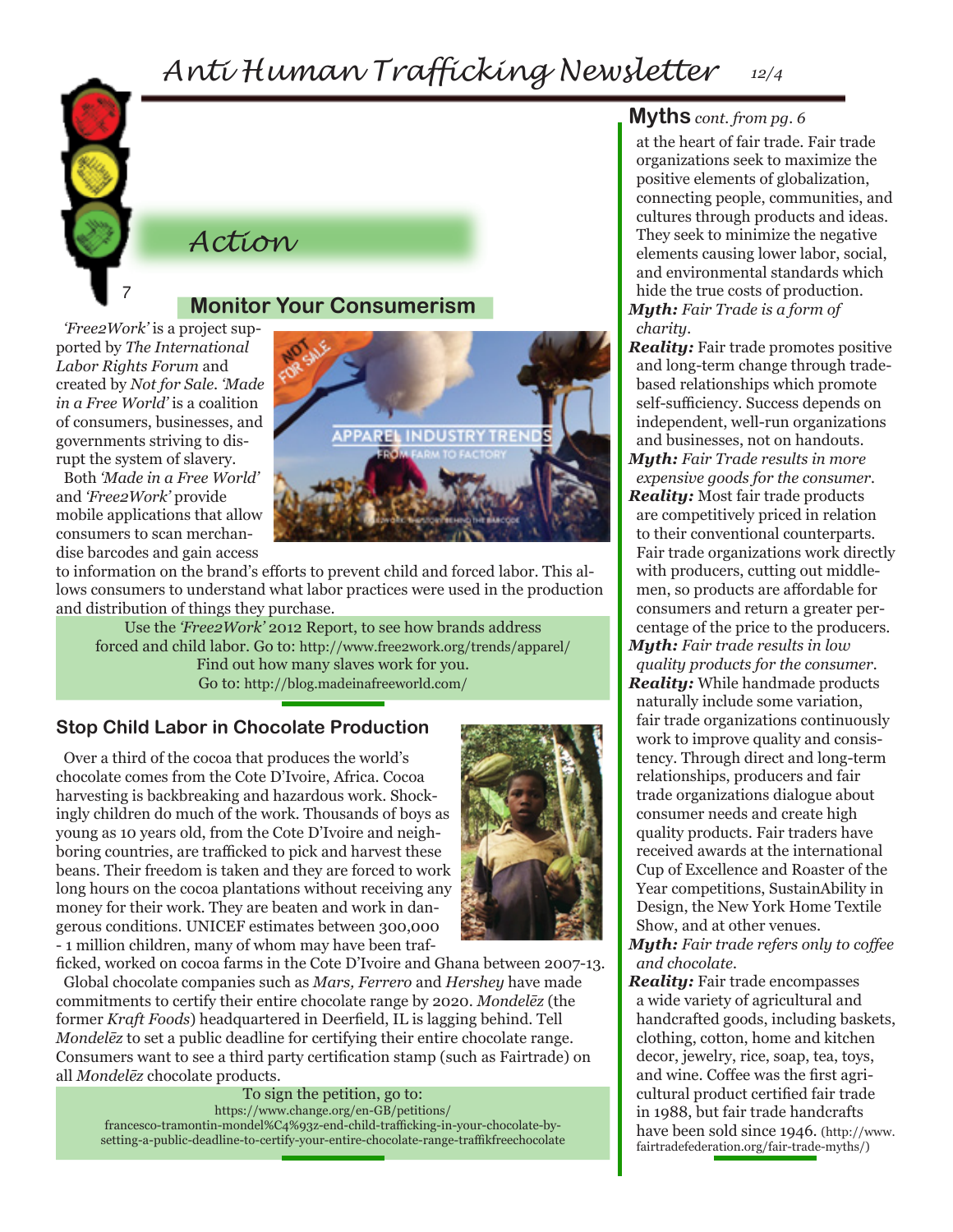# Action

## Monitor Your Consumerism

*'Free2Work'* is a project supported by *The International Labor Rights Forum* and created by *Not for Sale*. *'Made in a Free World'* is a coalition of consumers, businesses, and governments striving to disrupt the system of slavery.

Both *'Made in a Free World'* and *'Free2Work'* provide mobile applications that allow consumers to scan merchandise barcodes and gain access to information on the brand's efforts to prevent child and forced labor. This allows consumers to understand what labor practices were used in the production and distribution of things they purchase.

Use the *'Free2Work'* 2012 Report, to see how brands address forced and child labor. Go to: http://www.free2work.org/trends/apparel/
Find out how many slaves work for you.
Go to: http://blog.madeinafreeworld.com/

## Stop Child Labor in Chocolate Production

Over a third of the cocoa that produces the world's chocolate comes from the Cote D'Ivoire, Africa. Cocoa harvesting is backbreaking and hazardous work. Shockingly children do much of the work. Thousands of boys as young as 10 years old, from the Cote D'Ivoire and neighboring countries, are trafficked to pick and harvest these beans. Their freedom is taken and they are forced to work long hours on the cocoa plantations without receiving any money for their work. They are beaten and work in dangerous conditions. UNICEF estimates between 300,000 - 1 million children, many of whom may have been trafficked, worked on cocoa farms in the Cote D'Ivoire and Ghana between 2007-13.

Global chocolate companies such as *Mars, Ferrero* and *Hershey* have made commitments to certify their entire chocolate range by 2020. *Mondelēz* (the former *Kraft Foods*) headquartered in Deerfield, IL is lagging behind. Tell *Mondelēz* to set a public deadline for certifying their entire chocolate range. Consumers want to see a third party certification stamp (such as Fairtrade) on all *Mondelēz* chocolate products.

To sign the petition, go to:
https://www.change.org/en-GB/petitions/francesco-tramontin-mondel%C4%93z-end-child-trafficking-in-your-chocolate-by-setting-a-public-deadline-to-certify-your-entire-chocolate-range-traffikfreechocolate

## Myths *cont. from pg. 6*

at the heart of fair trade. Fair trade organizations seek to maximize the positive elements of globalization, connecting people, communities, and cultures through products and ideas. They seek to minimize the negative elements causing lower labor, social, and environmental standards which hide the true costs of production.

***Myth:*** *Fair Trade is a form of charity.*

***Reality:*** Fair trade promotes positive and long-term change through trade-based relationships which promote self-sufficiency. Success depends on independent, well-run organizations and businesses, not on handouts.

***Myth:*** *Fair Trade results in more expensive goods for the consumer.*

***Reality:*** Most fair trade products are competitively priced in relation to their conventional counterparts. Fair trade organizations work directly with producers, cutting out middlemen, so products are affordable for consumers and return a greater percentage of the price to the producers.

***Myth:*** *Fair trade results in low quality products for the consumer.*

***Reality:*** While handmade products naturally include some variation, fair trade organizations continuously work to improve quality and consistency. Through direct and long-term relationships, producers and fair trade organizations dialogue about consumer needs and create high quality products. Fair traders have received awards at the international Cup of Excellence and Roaster of the Year competitions, SustainAbility in Design, the New York Home Textile Show, and at other venues.

***Myth:*** *Fair trade refers only to coffee and chocolate.*

***Reality:*** Fair trade encompasses a wide variety of agricultural and handcrafted goods, including baskets, clothing, cotton, home and kitchen decor, jewelry, rice, soap, tea, toys, and wine. Coffee was the first agricultural product certified fair trade in 1988, but fair trade handcrafts have been sold since 1946. (http://www.fairtradefederation.org/fair-trade-myths/)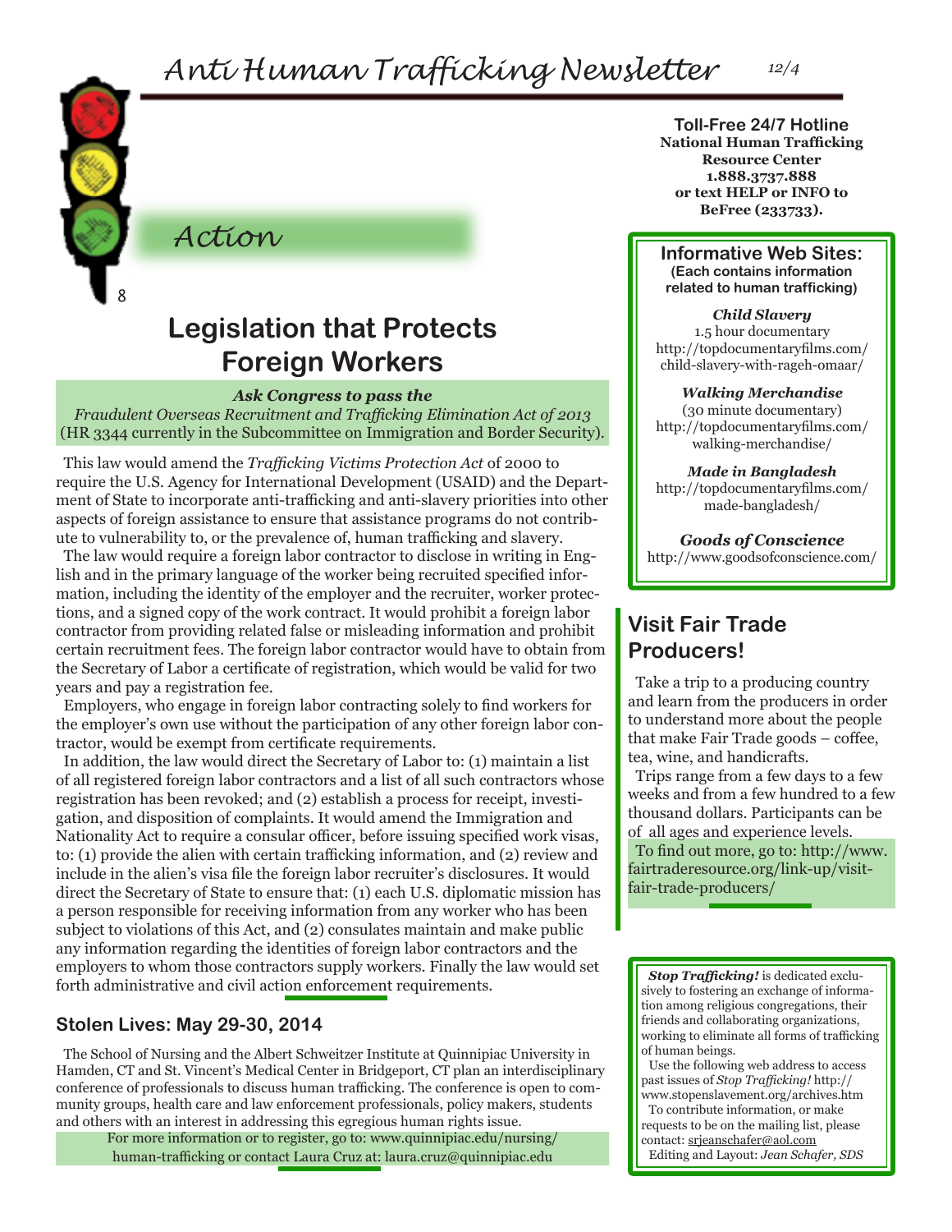# Anti Human Trafficking Newsletter

12/4

## Action

## Legislation that Protects Foreign Workers

***Ask Congress to pass the***
*Fraudulent Overseas Recruitment and Trafficking Elimination Act of 2013*
(HR 3344 currently in the Subcommittee on Immigration and Border Security).

This law would amend the *Trafficking Victims Protection Act* of 2000 to require the U.S. Agency for International Development (USAID) and the Department of State to incorporate anti-trafficking and anti-slavery priorities into other aspects of foreign assistance to ensure that assistance programs do not contribute to vulnerability to, or the prevalence of, human trafficking and slavery.

The law would require a foreign labor contractor to disclose in writing in English and in the primary language of the worker being recruited specified information, including the identity of the employer and the recruiter, worker protections, and a signed copy of the work contract. It would prohibit a foreign labor contractor from providing related false or misleading information and prohibit certain recruitment fees. The foreign labor contractor would have to obtain from the Secretary of Labor a certificate of registration, which would be valid for two years and pay a registration fee.

Employers, who engage in foreign labor contracting solely to find workers for the employer's own use without the participation of any other foreign labor contractor, would be exempt from certificate requirements.

In addition, the law would direct the Secretary of Labor to: (1) maintain a list of all registered foreign labor contractors and a list of all such contractors whose registration has been revoked; and (2) establish a process for receipt, investigation, and disposition of complaints. It would amend the Immigration and Nationality Act to require a consular officer, before issuing specified work visas, to: (1) provide the alien with certain trafficking information, and (2) review and include in the alien's visa file the foreign labor recruiter's disclosures. It would direct the Secretary of State to ensure that: (1) each U.S. diplomatic mission has a person responsible for receiving information from any worker who has been subject to violations of this Act, and (2) consulates maintain and make public any information regarding the identities of foreign labor contractors and the employers to whom those contractors supply workers. Finally the law would set forth administrative and civil action enforcement requirements.

### Stolen Lives: May 29-30, 2014

The School of Nursing and the Albert Schweitzer Institute at Quinnipiac University in Hamden, CT and St. Vincent's Medical Center in Bridgeport, CT plan an interdisciplinary conference of professionals to discuss human trafficking. The conference is open to community groups, health care and law enforcement professionals, policy makers, students and others with an interest in addressing this egregious human rights issue.

For more information or to register, go to: www.quinnipiac.edu/nursing/human-trafficking or contact Laura Cruz at: laura.cruz@quinnipiac.edu

**Toll-Free 24/7 Hotline**
**National Human Trafficking Resource Center**
**1.888.3737.888**
**or text HELP or INFO to BeFree (233733).**

### Informative Web Sites:
**(Each contains information related to human trafficking)**

***Child Slavery***
1.5 hour documentary
http://topdocumentaryfilms.com/child-slavery-with-rageh-omaar/

***Walking Merchandise***
(30 minute documentary)
http://topdocumentaryfilms.com/walking-merchandise/

***Made in Bangladesh***
http://topdocumentaryfilms.com/made-bangladesh/

***Goods of Conscience***
http://www.goodsofconscience.com/

### Visit Fair Trade Producers!

Take a trip to a producing country and learn from the producers in order to understand more about the people that make Fair Trade goods – coffee, tea, wine, and handicrafts.

Trips range from a few days to a few weeks and from a few hundred to a few thousand dollars. Participants can be of all ages and experience levels.

To find out more, go to: http://www.fairtraderesource.org/link-up/visit-fair-trade-producers/

***Stop Trafficking!*** is dedicated exclusively to fostering an exchange of information among religious congregations, their friends and collaborating organizations, working to eliminate all forms of trafficking of human beings.

Use the following web address to access past issues of *Stop Trafficking!* http://www.stopenslavement.org/archives.htm

To contribute information, or make requests to be on the mailing list, please contact: srjeanschafer@aol.com

Editing and Layout: *Jean Schafer, SDS*